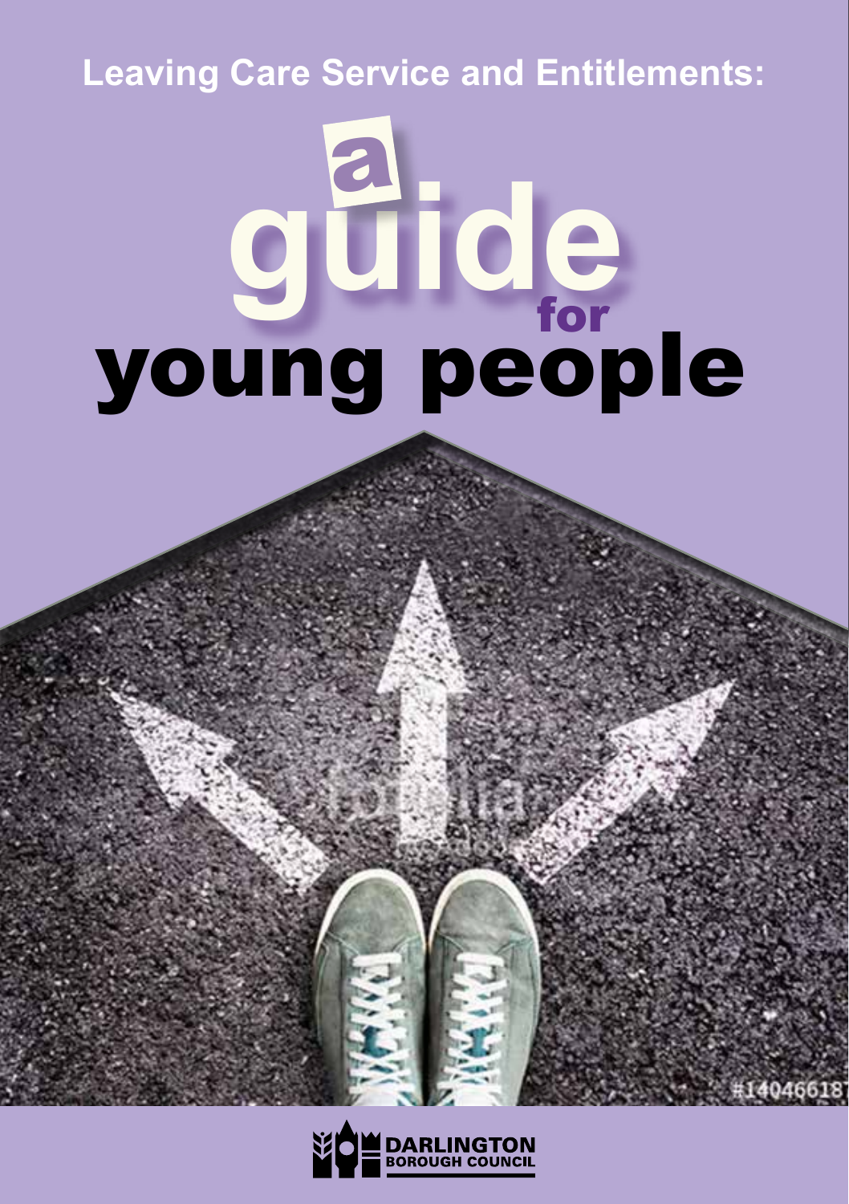# Leaving Care Service and Entitlements:

# a guide for young people

DARLINGTON BOROUGH COUNCIL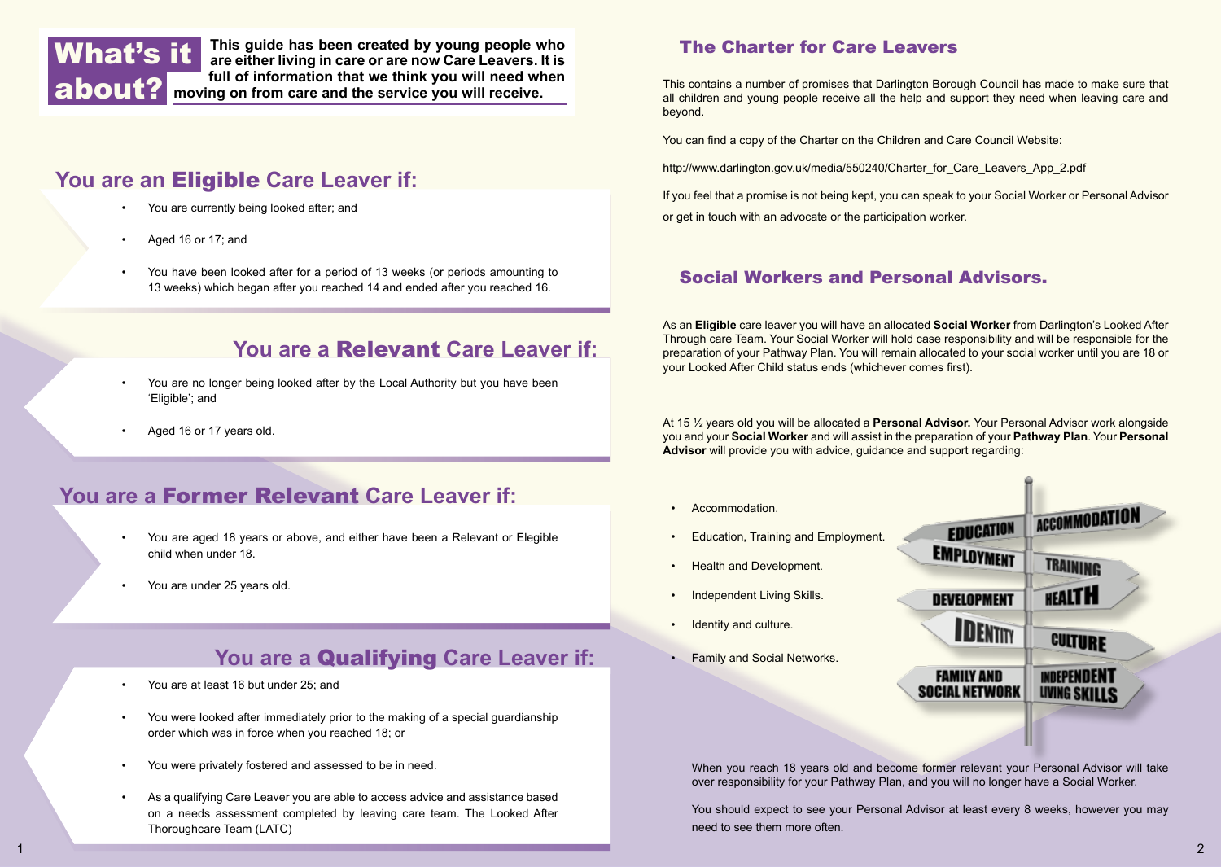# What's it about?

**This guide has been created by young people who are either living in care or are now Care Leavers. It is full of information that we think you will need when moving on from care and the service you will receive.**

## You are an **Eligible** Care Leaver if:

- You are currently being looked after; and
- Aged 16 or 17; and
- You have been looked after for a period of 13 weeks (or periods amounting to 13 weeks) which began after you reached 14 and ended after you reached 16.

## You are a **Relevant** Care Leaver if:

- You are no longer being looked after by the Local Authority but you have been 'Eligible'; and
- Aged 16 or 17 years old.

## You are a **Former Relevant** Care Leaver if:

- You are aged 18 years or above, and either have been a Relevant or Elegible child when under 18.
- You are under 25 years old.

## You are a **Qualifying** Care Leaver if:

- You are at least 16 but under 25; and
- You were looked after immediately prior to the making of a special guardianship order which was in force when you reached 18; or
- You were privately fostered and assessed to be in need.
- As a qualifying Care Leaver you are able to access advice and assistance based on a needs assessment completed by leaving care team. The Looked After Thoroughcare Team (LATC)

## The Charter for Care Leavers

This contains a number of promises that Darlington Borough Council has made to make sure that all children and young people receive all the help and support they need when leaving care and beyond.

You can find a copy of the Charter on the Children and Care Council Website:

http://www.darlington.gov.uk/media/550240/Charter_for_Care_Leavers_App_2.pdf

If you feel that a promise is not being kept, you can speak to your Social Worker or Personal Advisor or get in touch with an advocate or the participation worker.

## Social Workers and Personal Advisors.

As an **Eligible** care leaver you will have an allocated **Social Worker** from Darlington's Looked After Through care Team. Your Social Worker will hold case responsibility and will be responsible for the preparation of your Pathway Plan. You will remain allocated to your social worker until you are 18 or your Looked After Child status ends (whichever comes first).

At 15 ½ years old you will be allocated a **Personal Advisor.** Your Personal Advisor work alongside you and your **Social Worker** and will assist in the preparation of your **Pathway Plan**. Your **Personal Advisor** will provide you with advice, guidance and support regarding:

- Accommodation.
- Education, Training and Employment.
- Health and Development.
- Independent Living Skills.
- Identity and culture.
- Family and Social Networks.

When you reach 18 years old and become former relevant your Personal Advisor will take over responsibility for your Pathway Plan, and you will no longer have a Social Worker.

You should expect to see your Personal Advisor at least every 8 weeks, however you may need to see them more often.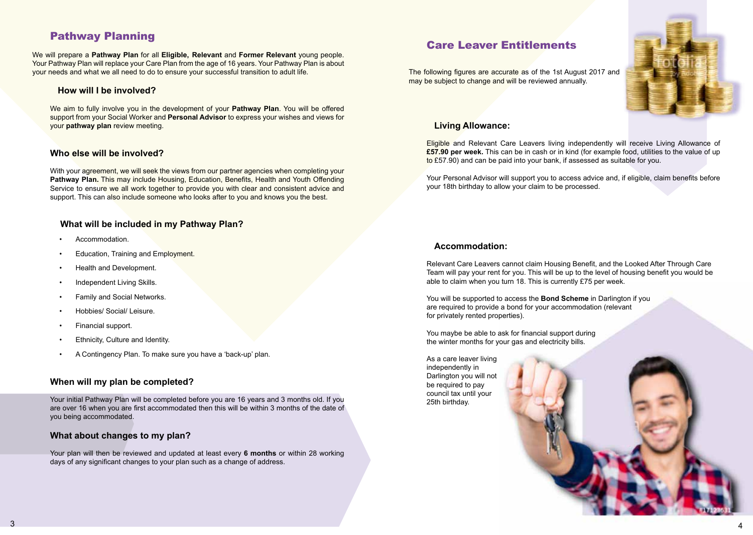## Pathway Planning

We will prepare a **Pathway Plan** for all **Eligible, Relevant** and **Former Relevant** young people. Your Pathway Plan will replace your Care Plan from the age of 16 years. Your Pathway Plan is about your needs and what we all need to do to ensure your successful transition to adult life.

### How will I be involved?

We aim to fully involve you in the development of your **Pathway Plan**. You will be offered support from your Social Worker and **Personal Advisor** to express your wishes and views for your **pathway plan** review meeting.

### Who else will be involved?

With your agreement, we will seek the views from our partner agencies when completing your **Pathway Plan.** This may include Housing, Education, Benefits, Health and Youth Offending Service to ensure we all work together to provide you with clear and consistent advice and support. This can also include someone who looks after to you and knows you the best.

### What will be included in my Pathway Plan?

- Accommodation.
- Education, Training and Employment.
- Health and Development.
- Independent Living Skills.
- Family and Social Networks.
- Hobbies/ Social/ Leisure.
- Financial support.
- Ethnicity, Culture and Identity.
- A Contingency Plan. To make sure you have a 'back-up' plan.

### When will my plan be completed?

Your initial Pathway Plan will be completed before you are 16 years and 3 months old. If you are over 16 when you are first accommodated then this will be within 3 months of the date of you being accommodated.

### What about changes to my plan?

Your plan will then be reviewed and updated at least every **6 months** or within 28 working days of any significant changes to your plan such as a change of address.

## Care Leaver Entitlements

The following figures are accurate as of the 1st August 2017 and may be subject to change and will be reviewed annually.

### Living Allowance:

Eligible and Relevant Care Leavers living independently will receive Living Allowance of **£57.90 per week.** This can be in cash or in kind (for example food, utilities to the value of up to £57.90) and can be paid into your bank, if assessed as suitable for you.

Your Personal Advisor will support you to access advice and, if eligible, claim benefits before your 18th birthday to allow your claim to be processed.

### Accommodation:

Relevant Care Leavers cannot claim Housing Benefit, and the Looked After Through Care Team will pay your rent for you. This will be up to the level of housing benefit you would be able to claim when you turn 18. This is currently £75 per week.

You will be supported to access the **Bond Scheme** in Darlington if you are required to provide a bond for your accommodation (relevant for privately rented properties).

You maybe be able to ask for financial support during the winter months for your gas and electricity bills.

As a care leaver living independently in Darlington you will not be required to pay council tax until your 25th birthday.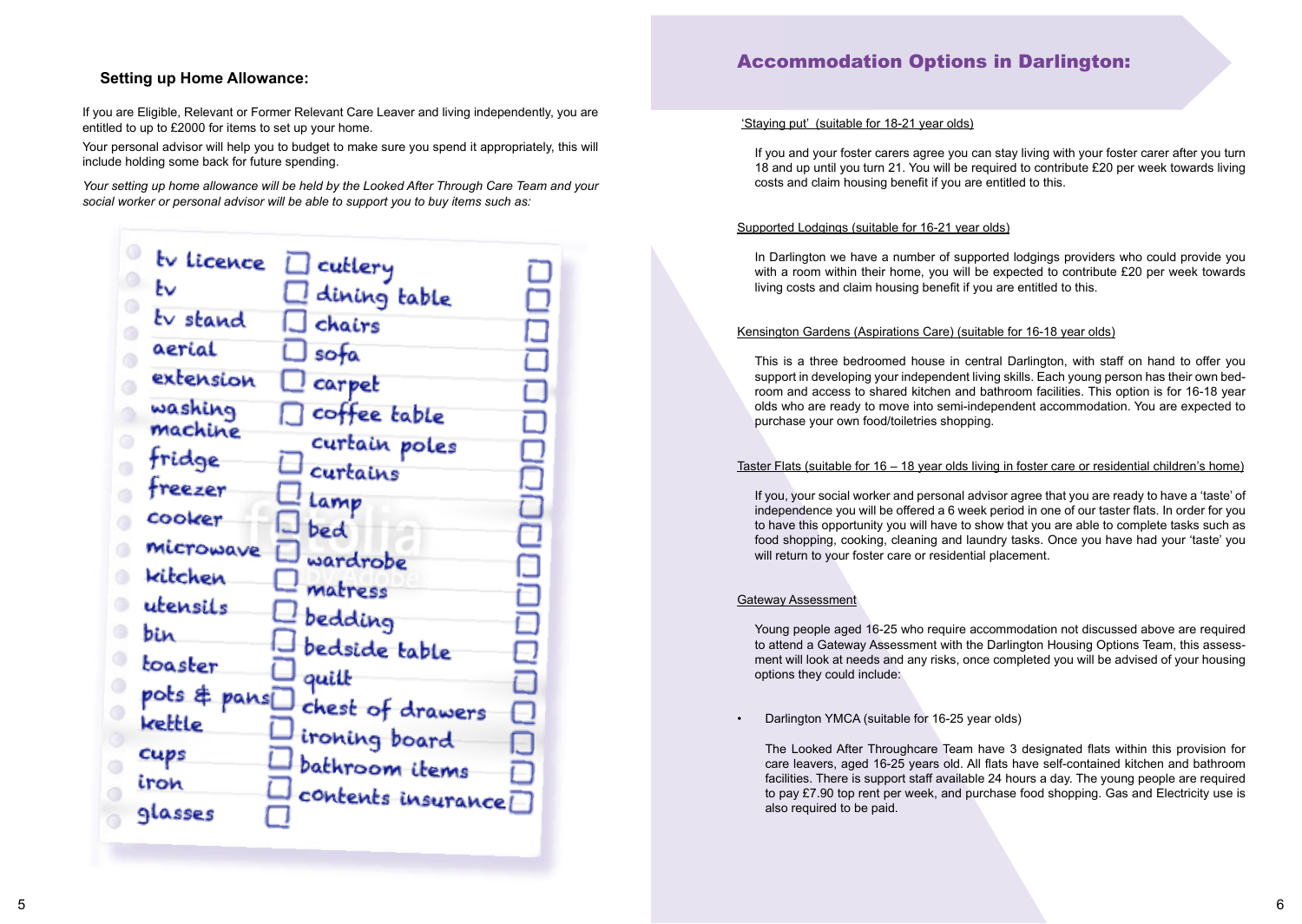## Setting up Home Allowance:

If you are Eligible, Relevant or Former Relevant Care Leaver and living independently, you are entitled to up to £2000 for items to set up your home.

Your personal advisor will help you to budget to make sure you spend it appropriately, this will include holding some back for future spending.

*Your setting up home allowance will be held by the Looked After Through Care Team and your social worker or personal advisor will be able to support you to buy items such as:*

- tv licence
- tv
- tv stand
- aerial
- extension
- washing machine
- fridge
- freezer
- cooker
- microwave
- kitchen utensils
- bin
- toaster
- pots & pans
- kettle
- cups
- iron
- glasses
- cutlery
- dining table
- chairs
- sofa
- carpet
- coffee table
- curtain poles
- curtains
- lamp
- bed
- wardrobe
- matress
- bedding
- bedside table
- quilt
- chest of drawers
- ironing board
- bathroom items
- contents insurance

## Accommodation Options in Darlington:

'Staying put' (suitable for 18-21 year olds)

If you and your foster carers agree you can stay living with your foster carer after you turn 18 and up until you turn 21. You will be required to contribute £20 per week towards living costs and claim housing benefit if you are entitled to this.

Supported Lodgings (suitable for 16-21 year olds)

In Darlington we have a number of supported lodgings providers who could provide you with a room within their home, you will be expected to contribute £20 per week towards living costs and claim housing benefit if you are entitled to this.

Kensington Gardens (Aspirations Care) (suitable for 16-18 year olds)

This is a three bedroomed house in central Darlington, with staff on hand to offer you support in developing your independent living skills. Each young person has their own bedroom and access to shared kitchen and bathroom facilities. This option is for 16-18 year olds who are ready to move into semi-independent accommodation. You are expected to purchase your own food/toiletries shopping.

Taster Flats (suitable for 16 – 18 year olds living in foster care or residential children's home)

If you, your social worker and personal advisor agree that you are ready to have a 'taste' of independence you will be offered a 6 week period in one of our taster flats. In order for you to have this opportunity you will have to show that you are able to complete tasks such as food shopping, cooking, cleaning and laundry tasks. Once you have had your 'taste' you will return to your foster care or residential placement.

Gateway Assessment

Young people aged 16-25 who require accommodation not discussed above are required to attend a Gateway Assessment with the Darlington Housing Options Team, this assessment will look at needs and any risks, once completed you will be advised of your housing options they could include:

- Darlington YMCA (suitable for 16-25 year olds)

  The Looked After Throughcare Team have 3 designated flats within this provision for care leavers, aged 16-25 years old. All flats have self-contained kitchen and bathroom facilities. There is support staff available 24 hours a day. The young people are required to pay £7.90 top rent per week, and purchase food shopping. Gas and Electricity use is also required to be paid.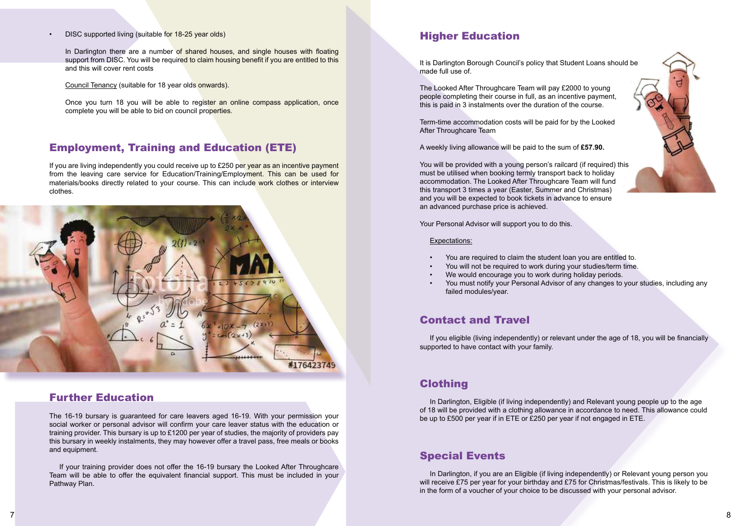- DISC supported living (suitable for 18-25 year olds)

  In Darlington there are a number of shared houses, and single houses with floating support from DISC. You will be required to claim housing benefit if you are entitled to this and this will cover rent costs

  Council Tenancy (suitable for 18 year olds onwards).

  Once you turn 18 you will be able to register an online compass application, once complete you will be able to bid on council properties.

## Employment, Training and Education (ETE)

If you are living independently you could receive up to £250 per year as an incentive payment from the leaving care service for Education/Training/Employment. This can be used for materials/books directly related to your course. This can include work clothes or interview clothes.

## Further Education

The 16-19 bursary is guaranteed for care leavers aged 16-19. With your permission your social worker or personal advisor will confirm your care leaver status with the education or training provider. This bursary is up to £1200 per year of studies, the majority of providers pay this bursary in weekly instalments, they may however offer a travel pass, free meals or books and equipment.

If your training provider does not offer the 16-19 bursary the Looked After Throughcare Team will be able to offer the equivalent financial support. This must be included in your Pathway Plan.

## Higher Education

It is Darlington Borough Council's policy that Student Loans should be made full use of.

The Looked After Throughcare Team will pay £2000 to young people completing their course in full, as an incentive payment, this is paid in 3 instalments over the duration of the course.

Term-time accommodation costs will be paid for by the Looked After Throughcare Team

A weekly living allowance will be paid to the sum of **£57.90.**

You will be provided with a young person's railcard (if required) this must be utilised when booking termly transport back to holiday accommodation. The Looked After Throughcare Team will fund this transport 3 times a year (Easter, Summer and Christmas) and you will be expected to book tickets in advance to ensure an advanced purchase price is achieved.

Your Personal Advisor will support you to do this.

Expectations:

- You are required to claim the student loan you are entitled to.
- You will not be required to work during your studies/term time.
- We would encourage you to work during holiday periods.
- You must notify your Personal Advisor of any changes to your studies, including any failed modules/year.

## Contact and Travel

If you eligible (living independently) or relevant under the age of 18, you will be financially supported to have contact with your family.

## Clothing

In Darlington, Eligible (if living independently) and Relevant young people up to the age of 18 will be provided with a clothing allowance in accordance to need. This allowance could be up to £500 per year if in ETE or £250 per year if not engaged in ETE.

## Special Events

In Darlington, if you are an Eligible (if living independently) or Relevant young person you will receive £75 per year for your birthday and £75 for Christmas/festivals. This is likely to be in the form of a voucher of your choice to be discussed with your personal advisor.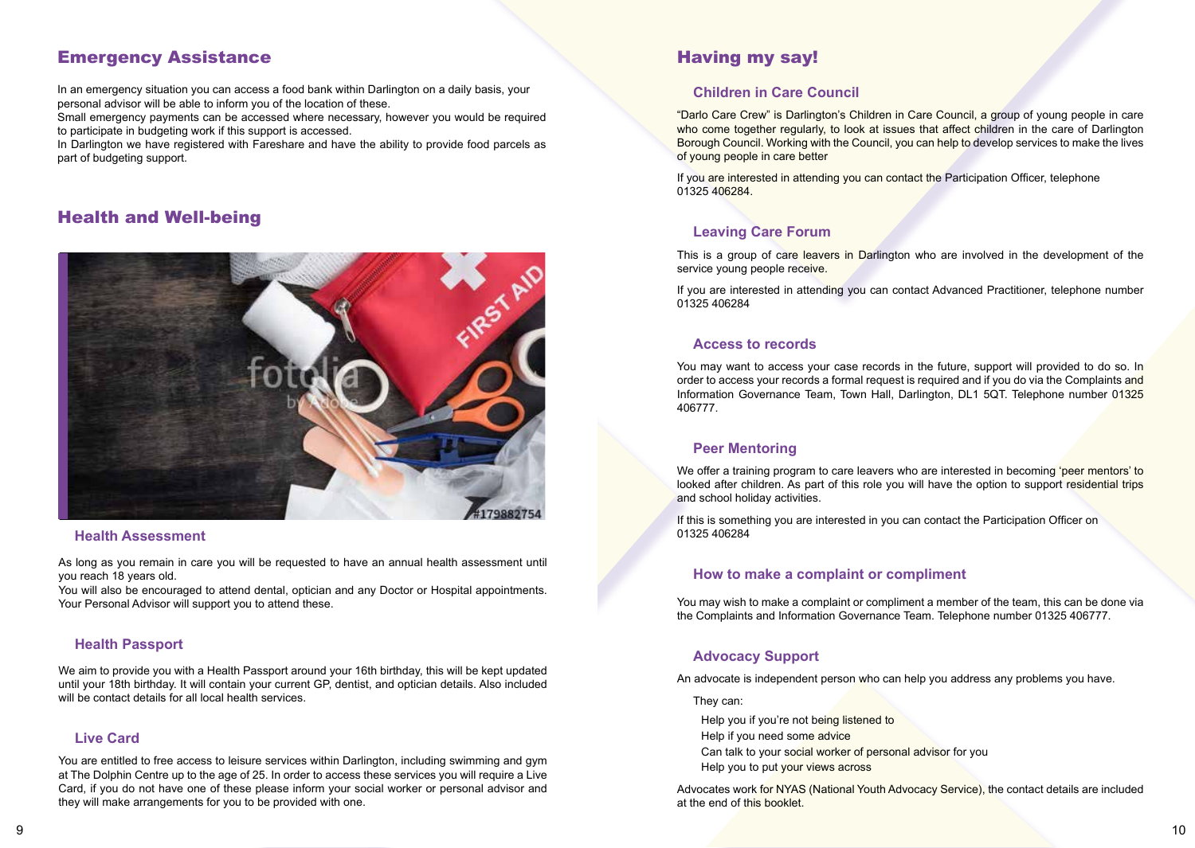## Emergency Assistance

In an emergency situation you can access a food bank within Darlington on a daily basis, your personal advisor will be able to inform you of the location of these.
Small emergency payments can be accessed where necessary, however you would be required to participate in budgeting work if this support is accessed.
In Darlington we have registered with Fareshare and have the ability to provide food parcels as part of budgeting support.

## Health and Well-being

### Health Assessment

As long as you remain in care you will be requested to have an annual health assessment until you reach 18 years old.
You will also be encouraged to attend dental, optician and any Doctor or Hospital appointments. Your Personal Advisor will support you to attend these.

### Health Passport

We aim to provide you with a Health Passport around your 16th birthday, this will be kept updated until your 18th birthday. It will contain your current GP, dentist, and optician details. Also included will be contact details for all local health services.

### Live Card

You are entitled to free access to leisure services within Darlington, including swimming and gym at The Dolphin Centre up to the age of 25. In order to access these services you will require a Live Card, if you do not have one of these please inform your social worker or personal advisor and they will make arrangements for you to be provided with one.

## Having my say!

### Children in Care Council

"Darlo Care Crew" is Darlington's Children in Care Council, a group of young people in care who come together regularly, to look at issues that affect children in the care of Darlington Borough Council. Working with the Council, you can help to develop services to make the lives of young people in care better

If you are interested in attending you can contact the Participation Officer, telephone 01325 406284.

### Leaving Care Forum

This is a group of care leavers in Darlington who are involved in the development of the service young people receive.

If you are interested in attending you can contact Advanced Practitioner, telephone number 01325 406284

### Access to records

You may want to access your case records in the future, support will provided to do so. In order to access your records a formal request is required and if you do via the Complaints and Information Governance Team, Town Hall, Darlington, DL1 5QT. Telephone number 01325 406777.

### Peer Mentoring

We offer a training program to care leavers who are interested in becoming 'peer mentors' to looked after children. As part of this role you will have the option to support residential trips and school holiday activities.

If this is something you are interested in you can contact the Participation Officer on 01325 406284

### How to make a complaint or compliment

You may wish to make a complaint or compliment a member of the team, this can be done via the Complaints and Information Governance Team. Telephone number 01325 406777.

### Advocacy Support

An advocate is independent person who can help you address any problems you have.

They can:

- Help you if you're not being listened to
- Help if you need some advice
- Can talk to your social worker of personal advisor for you
- Help you to put your views across

Advocates work for NYAS (National Youth Advocacy Service), the contact details are included at the end of this booklet.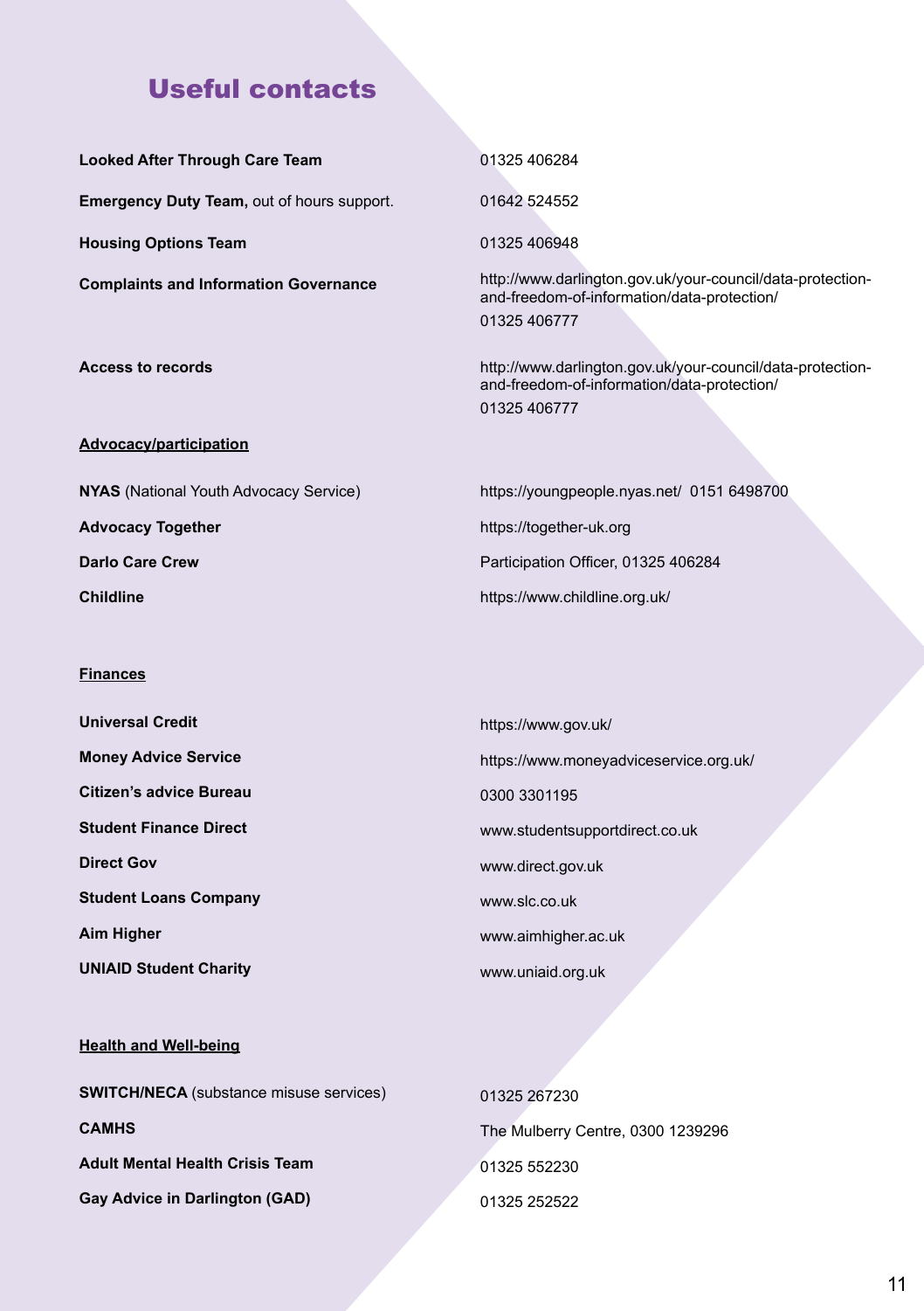# Useful contacts

| | |
|---|---|
| **Looked After Through Care Team** | 01325 406284 |
| **Emergency Duty Team,** out of hours support. | 01642 524552 |
| **Housing Options Team** | 01325 406948 |
| **Complaints and Information Governance** | http://www.darlington.gov.uk/your-council/data-protection-and-freedom-of-information/data-protection/ 01325 406777 |
| **Access to records** | http://www.darlington.gov.uk/your-council/data-protection-and-freedom-of-information/data-protection/ 01325 406777 |

**Advocacy/participation**

| | |
|---|---|
| **NYAS** (National Youth Advocacy Service) | https://youngpeople.nyas.net/ 0151 6498700 |
| **Advocacy Together** | https://together-uk.org |
| **Darlo Care Crew** | Participation Officer, 01325 406284 |
| **Childline** | https://www.childline.org.uk/ |

**Finances**

| | |
|---|---|
| **Universal Credit** | https://www.gov.uk/ |
| **Money Advice Service** | https://www.moneyadviceservice.org.uk/ |
| **Citizen's advice Bureau** | 0300 3301195 |
| **Student Finance Direct** | www.studentsupportdirect.co.uk |
| **Direct Gov** | www.direct.gov.uk |
| **Student Loans Company** | www.slc.co.uk |
| **Aim Higher** | www.aimhigher.ac.uk |
| **UNIAID Student Charity** | www.uniaid.org.uk |

**Health and Well-being**

| | |
|---|---|
| **SWITCH/NECA** (substance misuse services) | 01325 267230 |
| **CAMHS** | The Mulberry Centre, 0300 1239296 |
| **Adult Mental Health Crisis Team** | 01325 552230 |
| **Gay Advice in Darlington (GAD)** | 01325 252522 |